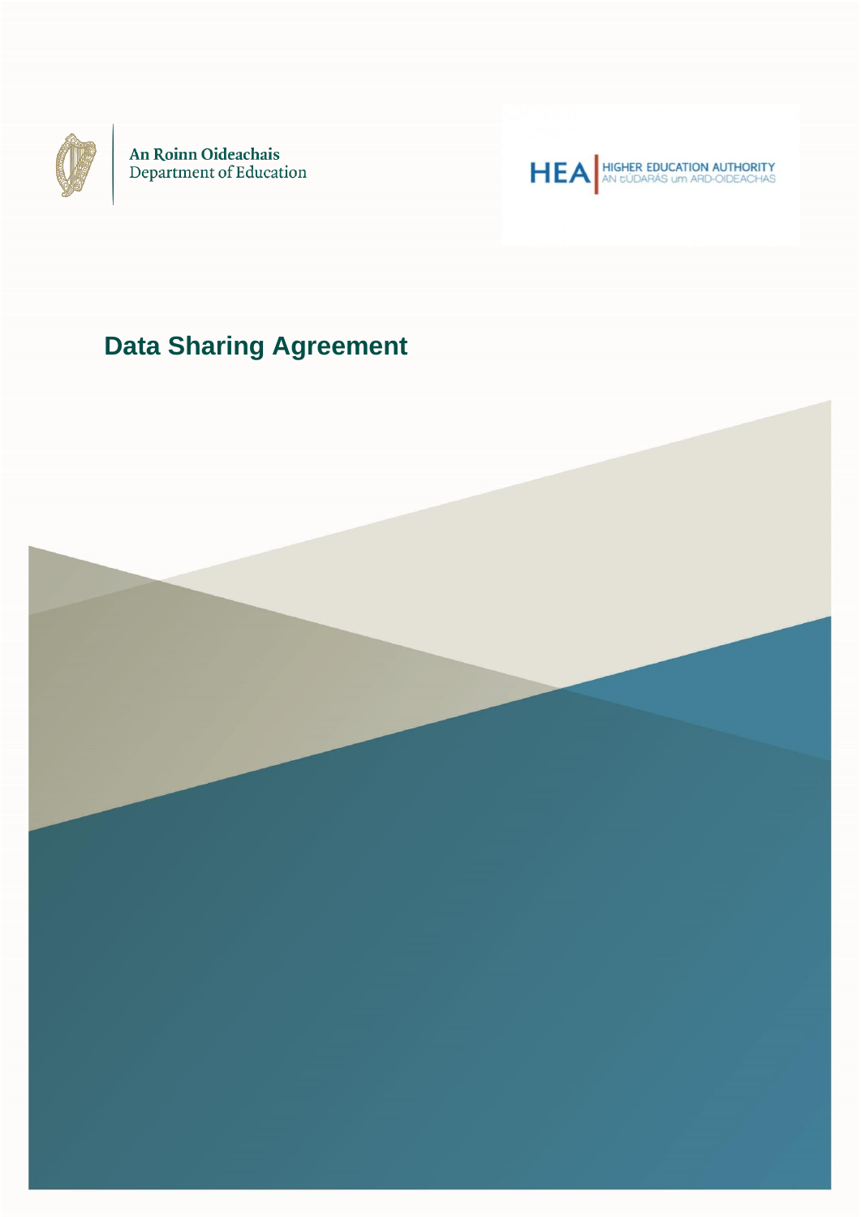An Roinn Oideachais
Department of Education

HEA | HIGHER EDUCATION AUTHORITY
AN tÚDARÁS um ARD-OIDEACHAS

# Data Sharing Agreement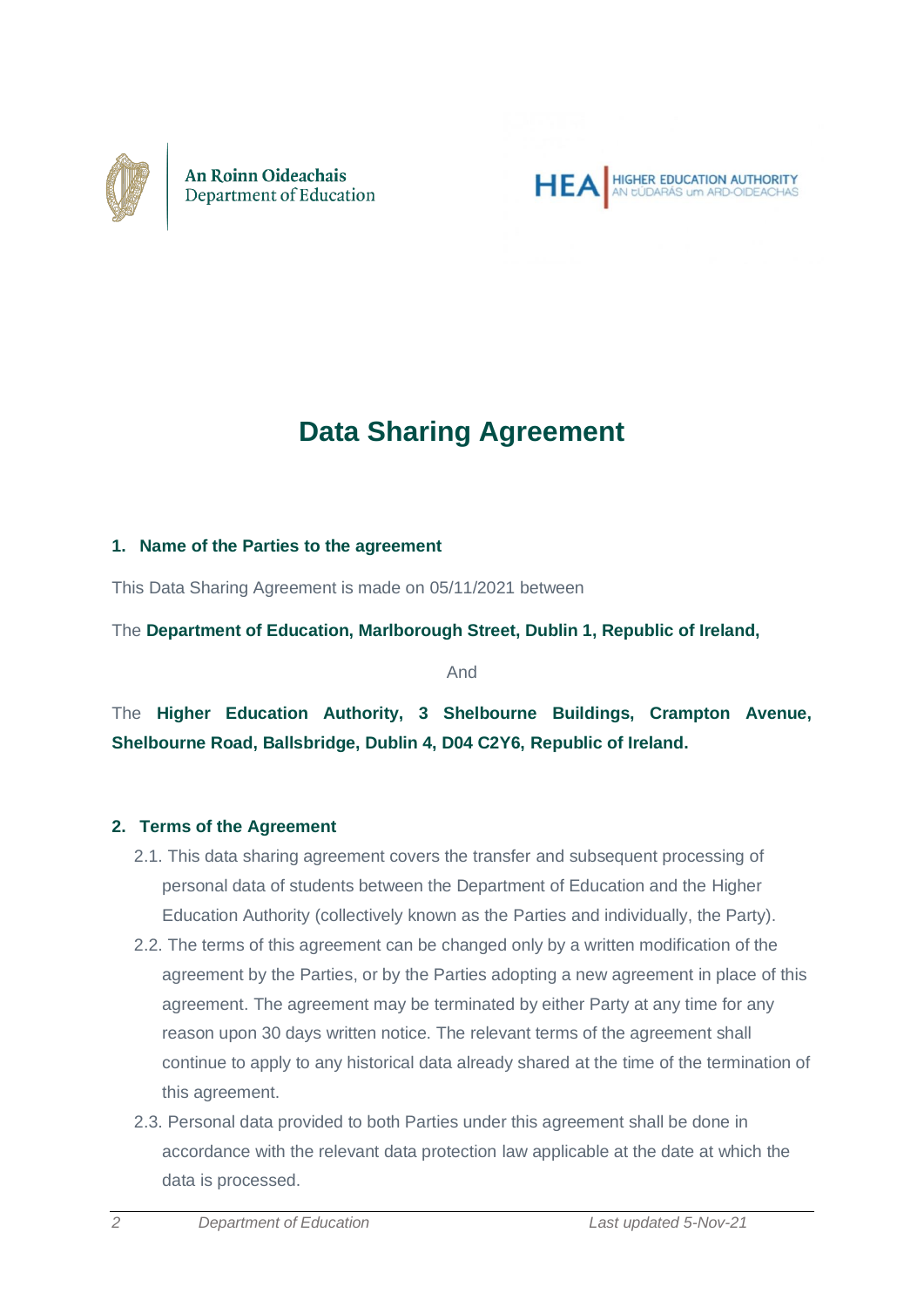An Roinn Oideachais
Department of Education

HEA | HIGHER EDUCATION AUTHORITY
AN tÚDARÁS um ARD-OIDEACHAS

# Data Sharing Agreement

## 1. Name of the Parties to the agreement

This Data Sharing Agreement is made on 05/11/2021 between

The **Department of Education, Marlborough Street, Dublin 1, Republic of Ireland,**

And

The **Higher Education Authority, 3 Shelbourne Buildings, Crampton Avenue, Shelbourne Road, Ballsbridge, Dublin 4, D04 C2Y6, Republic of Ireland.**

## 2. Terms of the Agreement

2.1. This data sharing agreement covers the transfer and subsequent processing of personal data of students between the Department of Education and the Higher Education Authority (collectively known as the Parties and individually, the Party).

2.2. The terms of this agreement can be changed only by a written modification of the agreement by the Parties, or by the Parties adopting a new agreement in place of this agreement. The agreement may be terminated by either Party at any time for any reason upon 30 days written notice. The relevant terms of the agreement shall continue to apply to any historical data already shared at the time of the termination of this agreement.

2.3. Personal data provided to both Parties under this agreement shall be done in accordance with the relevant data protection law applicable at the date at which the data is processed.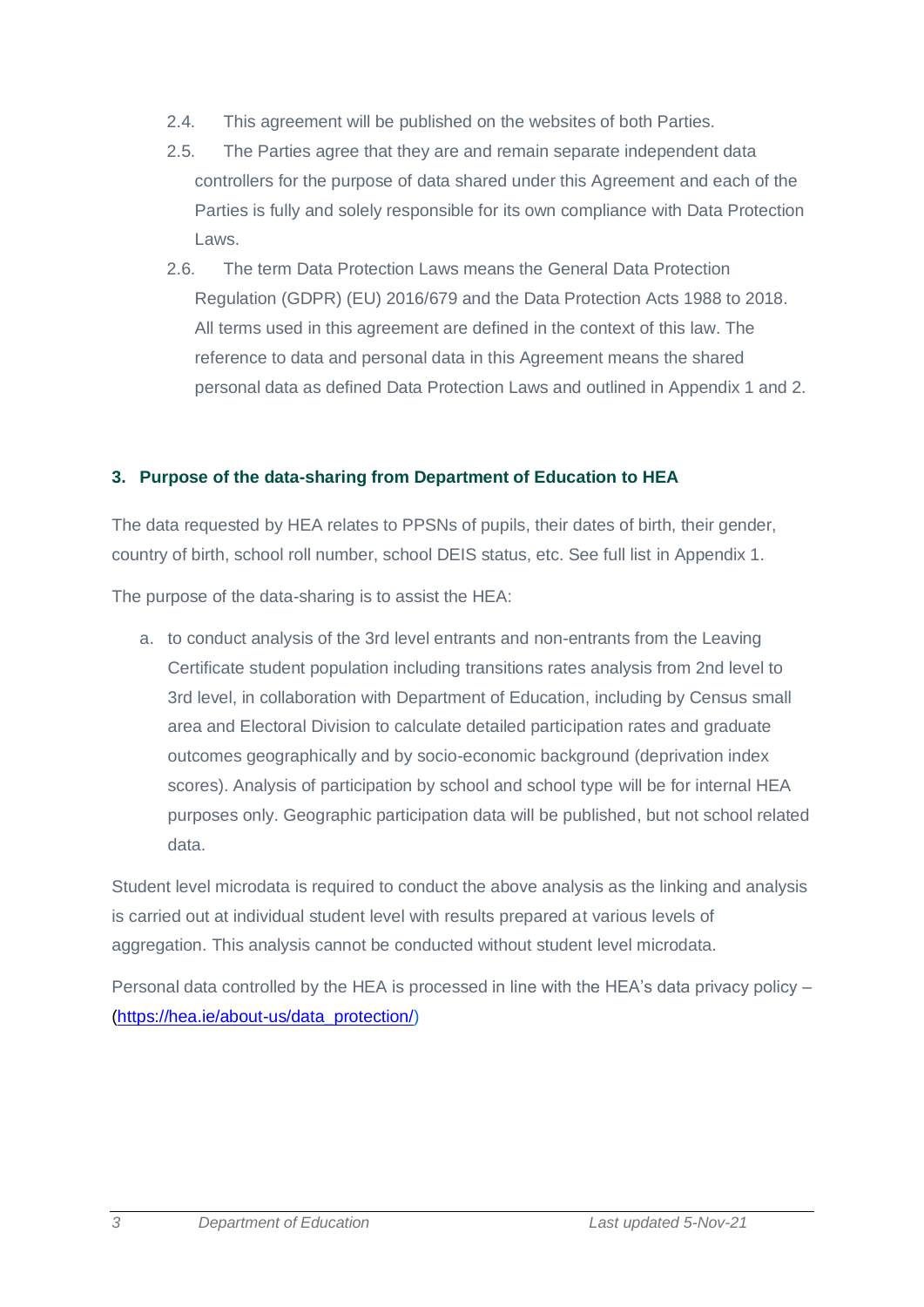2.4. This agreement will be published on the websites of both Parties.

2.5. The Parties agree that they are and remain separate independent data controllers for the purpose of data shared under this Agreement and each of the Parties is fully and solely responsible for its own compliance with Data Protection Laws.

2.6. The term Data Protection Laws means the General Data Protection Regulation (GDPR) (EU) 2016/679 and the Data Protection Acts 1988 to 2018. All terms used in this agreement are defined in the context of this law. The reference to data and personal data in this Agreement means the shared personal data as defined Data Protection Laws and outlined in Appendix 1 and 2.

## 3. Purpose of the data-sharing from Department of Education to HEA

The data requested by HEA relates to PPSNs of pupils, their dates of birth, their gender, country of birth, school roll number, school DEIS status, etc. See full list in Appendix 1.

The purpose of the data-sharing is to assist the HEA:

a. to conduct analysis of the 3rd level entrants and non-entrants from the Leaving Certificate student population including transitions rates analysis from 2nd level to 3rd level, in collaboration with Department of Education, including by Census small area and Electoral Division to calculate detailed participation rates and graduate outcomes geographically and by socio-economic background (deprivation index scores). Analysis of participation by school and school type will be for internal HEA purposes only. Geographic participation data will be published, but not school related data.

Student level microdata is required to conduct the above analysis as the linking and analysis is carried out at individual student level with results prepared at various levels of aggregation. This analysis cannot be conducted without student level microdata.

Personal data controlled by the HEA is processed in line with the HEA's data privacy policy – (https://hea.ie/about-us/data_protection/)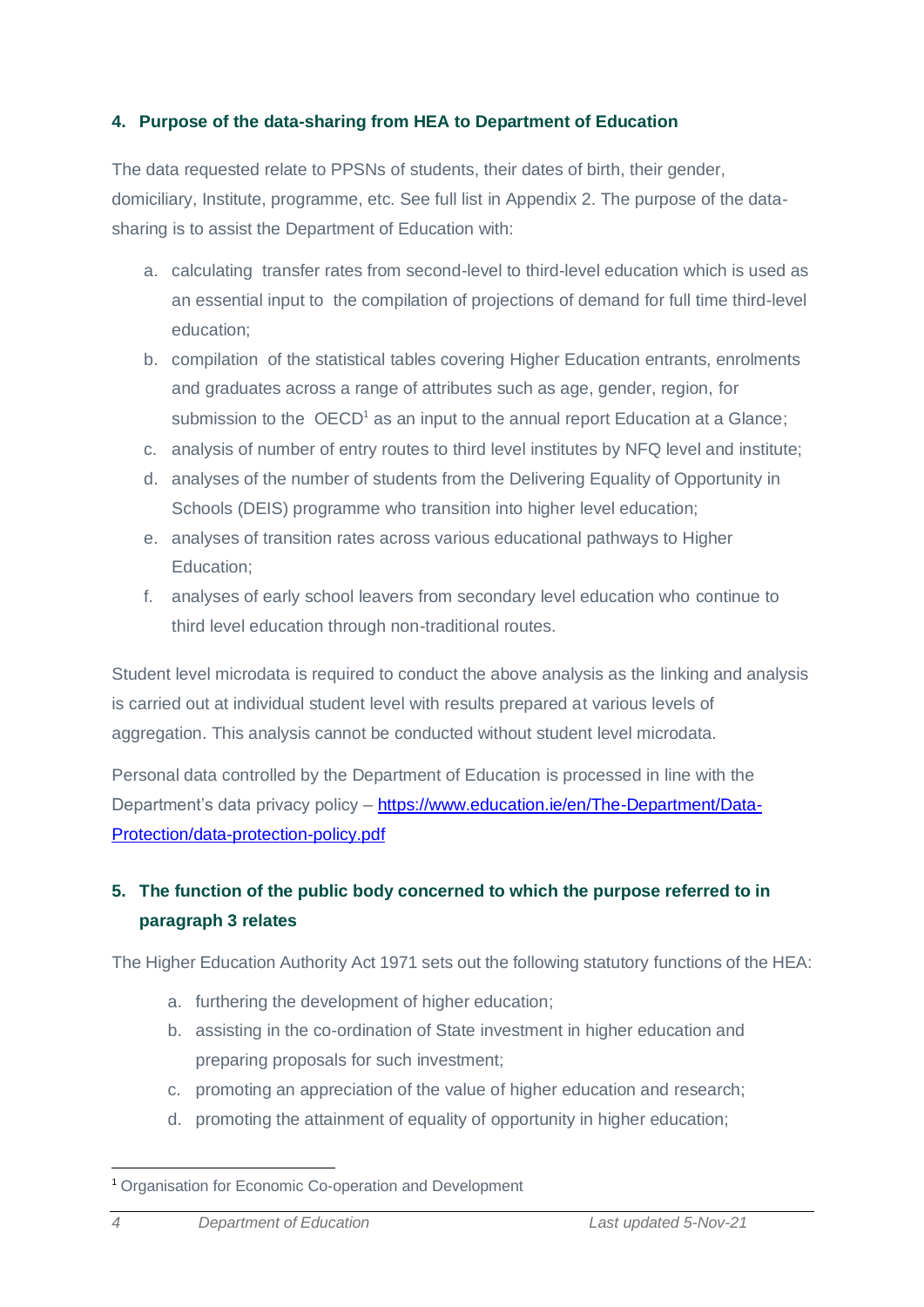## 4. Purpose of the data-sharing from HEA to Department of Education

The data requested relate to PPSNs of students, their dates of birth, their gender, domiciliary, Institute, programme, etc. See full list in Appendix 2. The purpose of the data-sharing is to assist the Department of Education with:

a. calculating transfer rates from second-level to third-level education which is used as an essential input to the compilation of projections of demand for full time third-level education;
b. compilation of the statistical tables covering Higher Education entrants, enrolments and graduates across a range of attributes such as age, gender, region, for submission to the OECD[1] as an input to the annual report Education at a Glance;
c. analysis of number of entry routes to third level institutes by NFQ level and institute;
d. analyses of the number of students from the Delivering Equality of Opportunity in Schools (DEIS) programme who transition into higher level education;
e. analyses of transition rates across various educational pathways to Higher Education;
f. analyses of early school leavers from secondary level education who continue to third level education through non-traditional routes.

Student level microdata is required to conduct the above analysis as the linking and analysis is carried out at individual student level with results prepared at various levels of aggregation. This analysis cannot be conducted without student level microdata.

Personal data controlled by the Department of Education is processed in line with the Department's data privacy policy – [https://www.education.ie/en/The-Department/Data-Protection/data-protection-policy.pdf](https://www.education.ie/en/The-Department/Data-Protection/data-protection-policy.pdf)

## 5. The function of the public body concerned to which the purpose referred to in paragraph 3 relates

The Higher Education Authority Act 1971 sets out the following statutory functions of the HEA:

a. furthering the development of higher education;
b. assisting in the co-ordination of State investment in higher education and preparing proposals for such investment;
c. promoting an appreciation of the value of higher education and research;
d. promoting the attainment of equality of opportunity in higher education;

[1] Organisation for Economic Co-operation and Development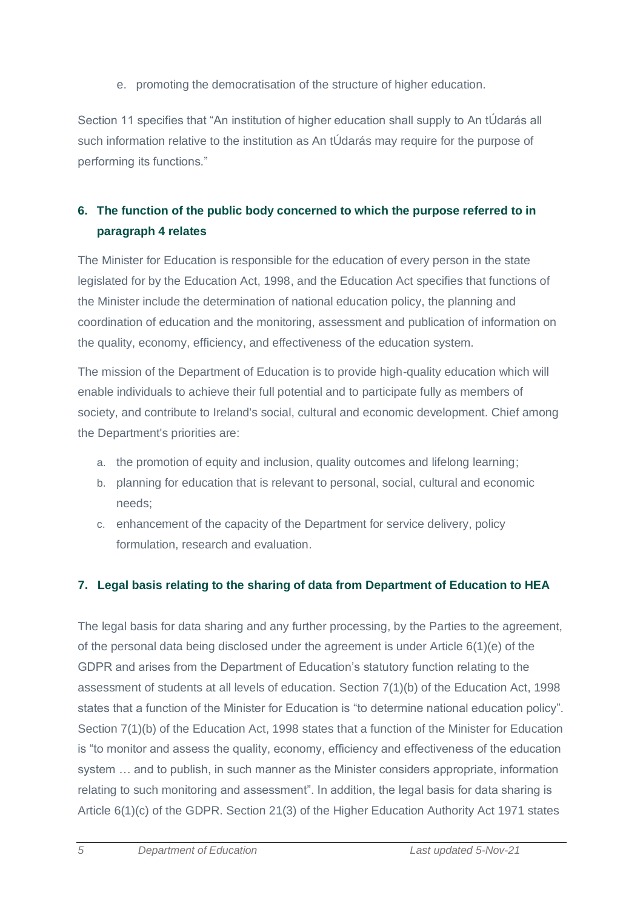e. promoting the democratisation of the structure of higher education.

Section 11 specifies that "An institution of higher education shall supply to An tÚdarás all such information relative to the institution as An tÚdarás may require for the purpose of performing its functions."

## 6. The function of the public body concerned to which the purpose referred to in paragraph 4 relates

The Minister for Education is responsible for the education of every person in the state legislated for by the Education Act, 1998, and the Education Act specifies that functions of the Minister include the determination of national education policy, the planning and coordination of education and the monitoring, assessment and publication of information on the quality, economy, efficiency, and effectiveness of the education system.

The mission of the Department of Education is to provide high-quality education which will enable individuals to achieve their full potential and to participate fully as members of society, and contribute to Ireland's social, cultural and economic development. Chief among the Department's priorities are:

a. the promotion of equity and inclusion, quality outcomes and lifelong learning;
b. planning for education that is relevant to personal, social, cultural and economic needs;
c. enhancement of the capacity of the Department for service delivery, policy formulation, research and evaluation.

## 7. Legal basis relating to the sharing of data from Department of Education to HEA

The legal basis for data sharing and any further processing, by the Parties to the agreement, of the personal data being disclosed under the agreement is under Article 6(1)(e) of the GDPR and arises from the Department of Education's statutory function relating to the assessment of students at all levels of education. Section 7(1)(b) of the Education Act, 1998 states that a function of the Minister for Education is "to determine national education policy". Section 7(1)(b) of the Education Act, 1998 states that a function of the Minister for Education is "to monitor and assess the quality, economy, efficiency and effectiveness of the education system … and to publish, in such manner as the Minister considers appropriate, information relating to such monitoring and assessment". In addition, the legal basis for data sharing is Article 6(1)(c) of the GDPR. Section 21(3) of the Higher Education Authority Act 1971 states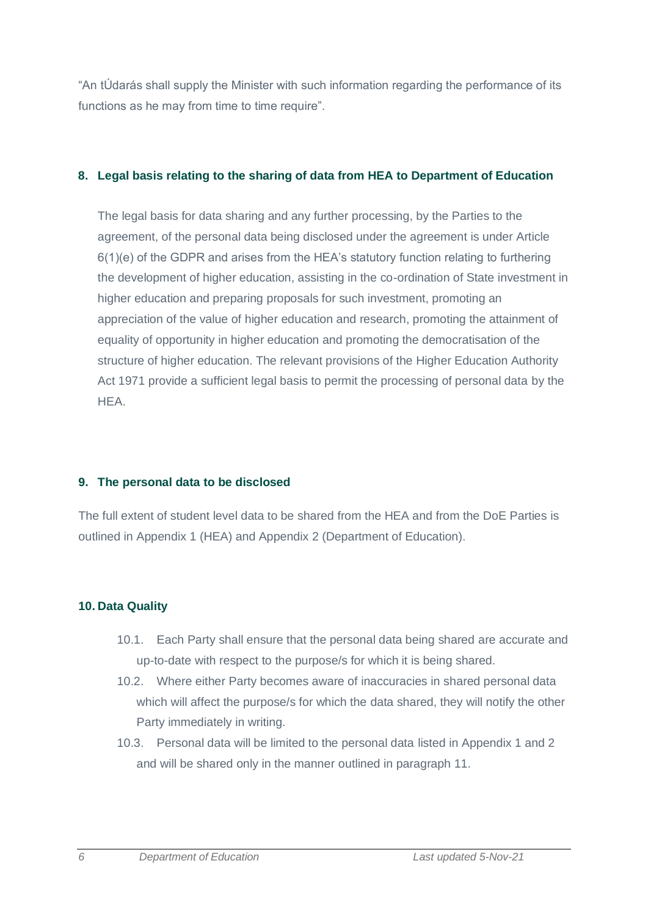"An tÚdarás shall supply the Minister with such information regarding the performance of its functions as he may from time to time require".

## 8. Legal basis relating to the sharing of data from HEA to Department of Education

The legal basis for data sharing and any further processing, by the Parties to the agreement, of the personal data being disclosed under the agreement is under Article 6(1)(e) of the GDPR and arises from the HEA's statutory function relating to furthering the development of higher education, assisting in the co-ordination of State investment in higher education and preparing proposals for such investment, promoting an appreciation of the value of higher education and research, promoting the attainment of equality of opportunity in higher education and promoting the democratisation of the structure of higher education. The relevant provisions of the Higher Education Authority Act 1971 provide a sufficient legal basis to permit the processing of personal data by the HEA.

## 9. The personal data to be disclosed

The full extent of student level data to be shared from the HEA and from the DoE Parties is outlined in Appendix 1 (HEA) and Appendix 2 (Department of Education).

## 10. Data Quality

10.1. Each Party shall ensure that the personal data being shared are accurate and up-to-date with respect to the purpose/s for which it is being shared.

10.2. Where either Party becomes aware of inaccuracies in shared personal data which will affect the purpose/s for which the data shared, they will notify the other Party immediately in writing.

10.3. Personal data will be limited to the personal data listed in Appendix 1 and 2 and will be shared only in the manner outlined in paragraph 11.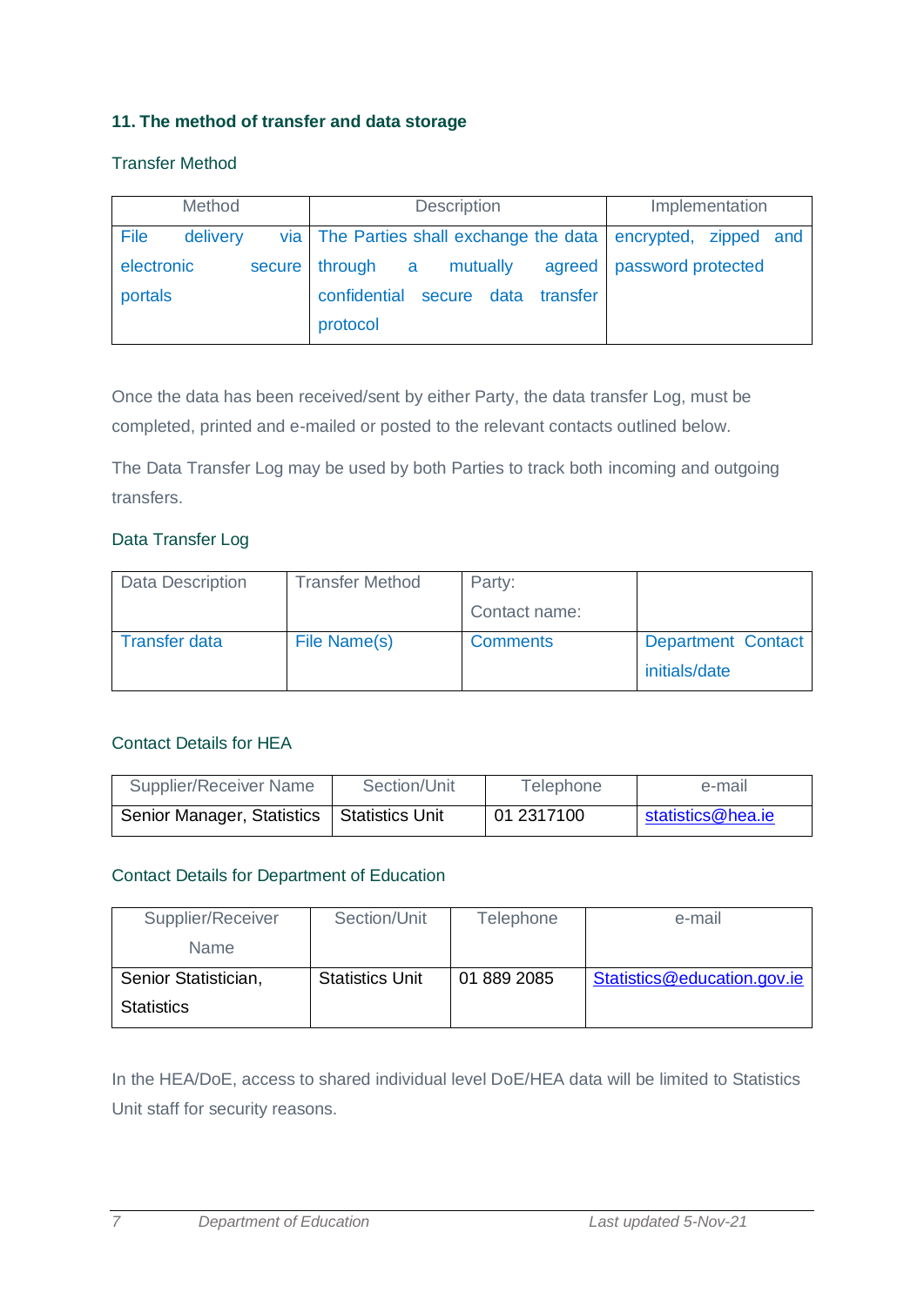## 11. The method of transfer and data storage

### Transfer Method

| Method | Description | Implementation |
|---|---|---|
| File delivery via electronic secure portals | The Parties shall exchange the data through a mutually agreed confidential secure data transfer protocol | encrypted, zipped and password protected |

Once the data has been received/sent by either Party, the data transfer Log, must be completed, printed and e-mailed or posted to the relevant contacts outlined below.

The Data Transfer Log may be used by both Parties to track both incoming and outgoing transfers.

### Data Transfer Log

| Data Description | Transfer Method | Party: Contact name: | |
|---|---|---|---|
| Transfer data | File Name(s) | Comments | Department Contact initials/date |

### Contact Details for HEA

| Supplier/Receiver Name | Section/Unit | Telephone | e-mail |
|---|---|---|---|
| Senior Manager, Statistics | Statistics Unit | 01 2317100 | statistics@hea.ie |

### Contact Details for Department of Education

| Supplier/Receiver Name | Section/Unit | Telephone | e-mail |
|---|---|---|---|
| Senior Statistician, Statistics | Statistics Unit | 01 889 2085 | Statistics@education.gov.ie |

In the HEA/DoE, access to shared individual level DoE/HEA data will be limited to Statistics Unit staff for security reasons.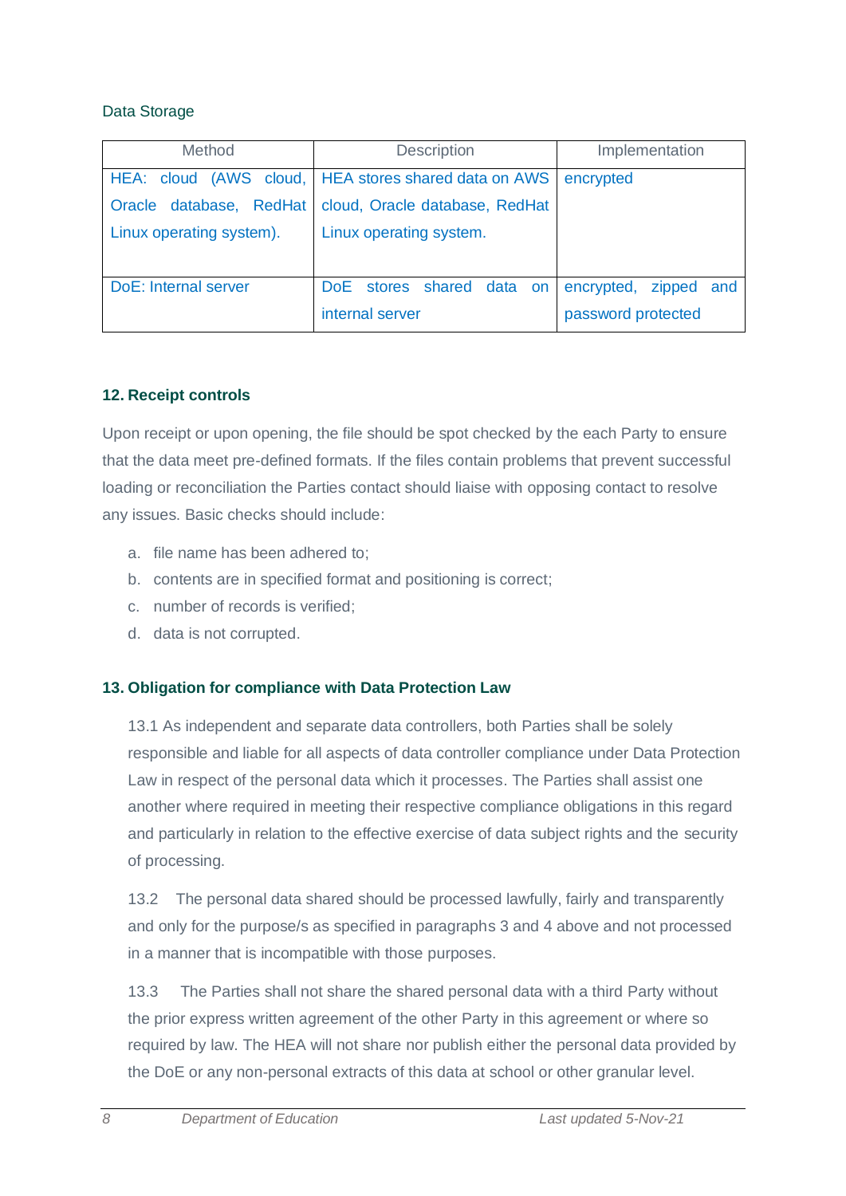Data Storage

| Method | Description | Implementation |
|---|---|---|
| HEA: cloud (AWS cloud, Oracle database, RedHat Linux operating system). | HEA stores shared data on AWS cloud, Oracle database, RedHat Linux operating system. | encrypted |
| DoE: Internal server | DoE stores shared data on internal server | encrypted, zipped and password protected |

### 12. Receipt controls

Upon receipt or upon opening, the file should be spot checked by the each Party to ensure that the data meet pre-defined formats. If the files contain problems that prevent successful loading or reconciliation the Parties contact should liaise with opposing contact to resolve any issues. Basic checks should include:

a. file name has been adhered to;
b. contents are in specified format and positioning is correct;
c. number of records is verified;
d. data is not corrupted.

### 13. Obligation for compliance with Data Protection Law

13.1 As independent and separate data controllers, both Parties shall be solely responsible and liable for all aspects of data controller compliance under Data Protection Law in respect of the personal data which it processes. The Parties shall assist one another where required in meeting their respective compliance obligations in this regard and particularly in relation to the effective exercise of data subject rights and the security of processing.

13.2 The personal data shared should be processed lawfully, fairly and transparently and only for the purpose/s as specified in paragraphs 3 and 4 above and not processed in a manner that is incompatible with those purposes.

13.3 The Parties shall not share the shared personal data with a third Party without the prior express written agreement of the other Party in this agreement or where so required by law. The HEA will not share nor publish either the personal data provided by the DoE or any non-personal extracts of this data at school or other granular level.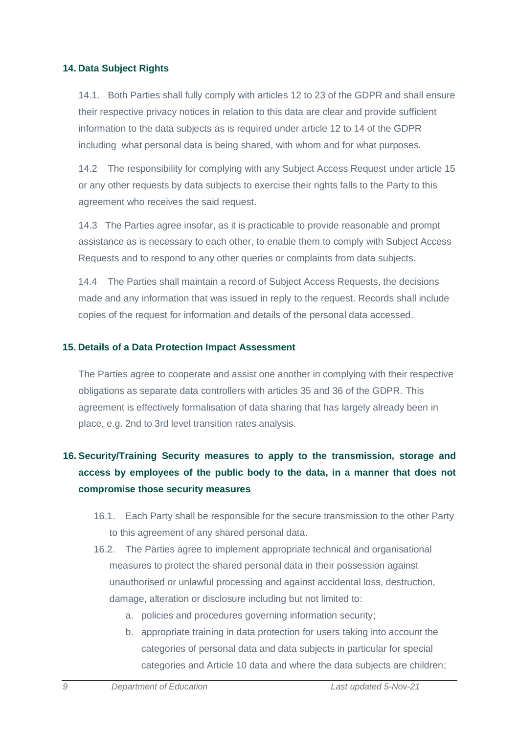## 14. Data Subject Rights

14.1. Both Parties shall fully comply with articles 12 to 23 of the GDPR and shall ensure their respective privacy notices in relation to this data are clear and provide sufficient information to the data subjects as is required under article 12 to 14 of the GDPR including what personal data is being shared, with whom and for what purposes.

14.2 The responsibility for complying with any Subject Access Request under article 15 or any other requests by data subjects to exercise their rights falls to the Party to this agreement who receives the said request.

14.3 The Parties agree insofar, as it is practicable to provide reasonable and prompt assistance as is necessary to each other, to enable them to comply with Subject Access Requests and to respond to any other queries or complaints from data subjects.

14.4 The Parties shall maintain a record of Subject Access Requests, the decisions made and any information that was issued in reply to the request. Records shall include copies of the request for information and details of the personal data accessed.

## 15. Details of a Data Protection Impact Assessment

The Parties agree to cooperate and assist one another in complying with their respective obligations as separate data controllers with articles 35 and 36 of the GDPR. This agreement is effectively formalisation of data sharing that has largely already been in place, e.g. 2nd to 3rd level transition rates analysis.

## 16. Security/Training Security measures to apply to the transmission, storage and access by employees of the public body to the data, in a manner that does not compromise those security measures

16.1. Each Party shall be responsible for the secure transmission to the other Party to this agreement of any shared personal data.

16.2. The Parties agree to implement appropriate technical and organisational measures to protect the shared personal data in their possession against unauthorised or unlawful processing and against accidental loss, destruction, damage, alteration or disclosure including but not limited to:

a. policies and procedures governing information security;
b. appropriate training in data protection for users taking into account the categories of personal data and data subjects in particular for special categories and Article 10 data and where the data subjects are children;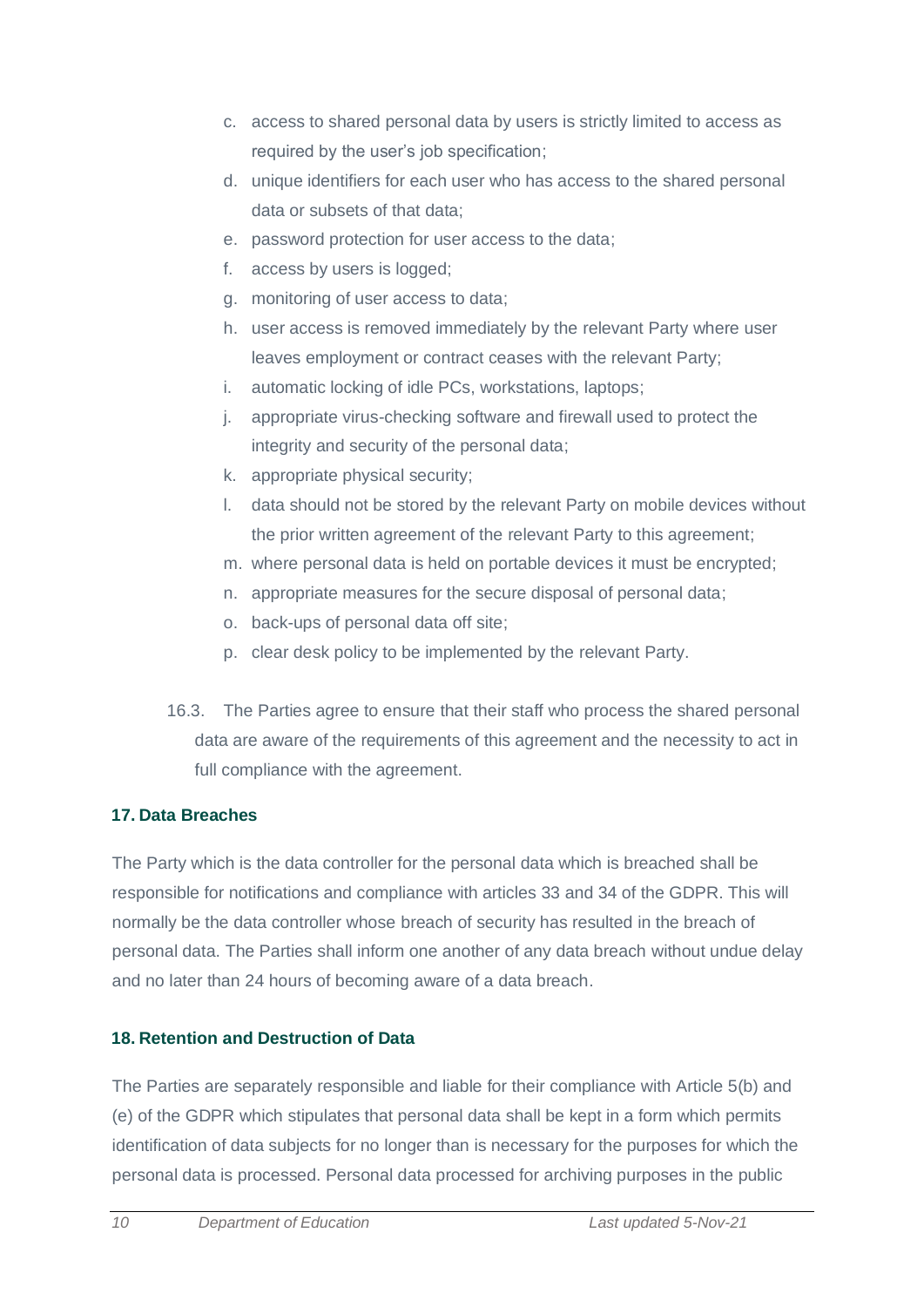c. access to shared personal data by users is strictly limited to access as required by the user's job specification;
d. unique identifiers for each user who has access to the shared personal data or subsets of that data;
e. password protection for user access to the data;
f. access by users is logged;
g. monitoring of user access to data;
h. user access is removed immediately by the relevant Party where user leaves employment or contract ceases with the relevant Party;
i. automatic locking of idle PCs, workstations, laptops;
j. appropriate virus-checking software and firewall used to protect the integrity and security of the personal data;
k. appropriate physical security;
l. data should not be stored by the relevant Party on mobile devices without the prior written agreement of the relevant Party to this agreement;
m. where personal data is held on portable devices it must be encrypted;
n. appropriate measures for the secure disposal of personal data;
o. back-ups of personal data off site;
p. clear desk policy to be implemented by the relevant Party.

16.3. The Parties agree to ensure that their staff who process the shared personal data are aware of the requirements of this agreement and the necessity to act in full compliance with the agreement.

## 17. Data Breaches

The Party which is the data controller for the personal data which is breached shall be responsible for notifications and compliance with articles 33 and 34 of the GDPR. This will normally be the data controller whose breach of security has resulted in the breach of personal data. The Parties shall inform one another of any data breach without undue delay and no later than 24 hours of becoming aware of a data breach.

## 18. Retention and Destruction of Data

The Parties are separately responsible and liable for their compliance with Article 5(b) and (e) of the GDPR which stipulates that personal data shall be kept in a form which permits identification of data subjects for no longer than is necessary for the purposes for which the personal data is processed. Personal data processed for archiving purposes in the public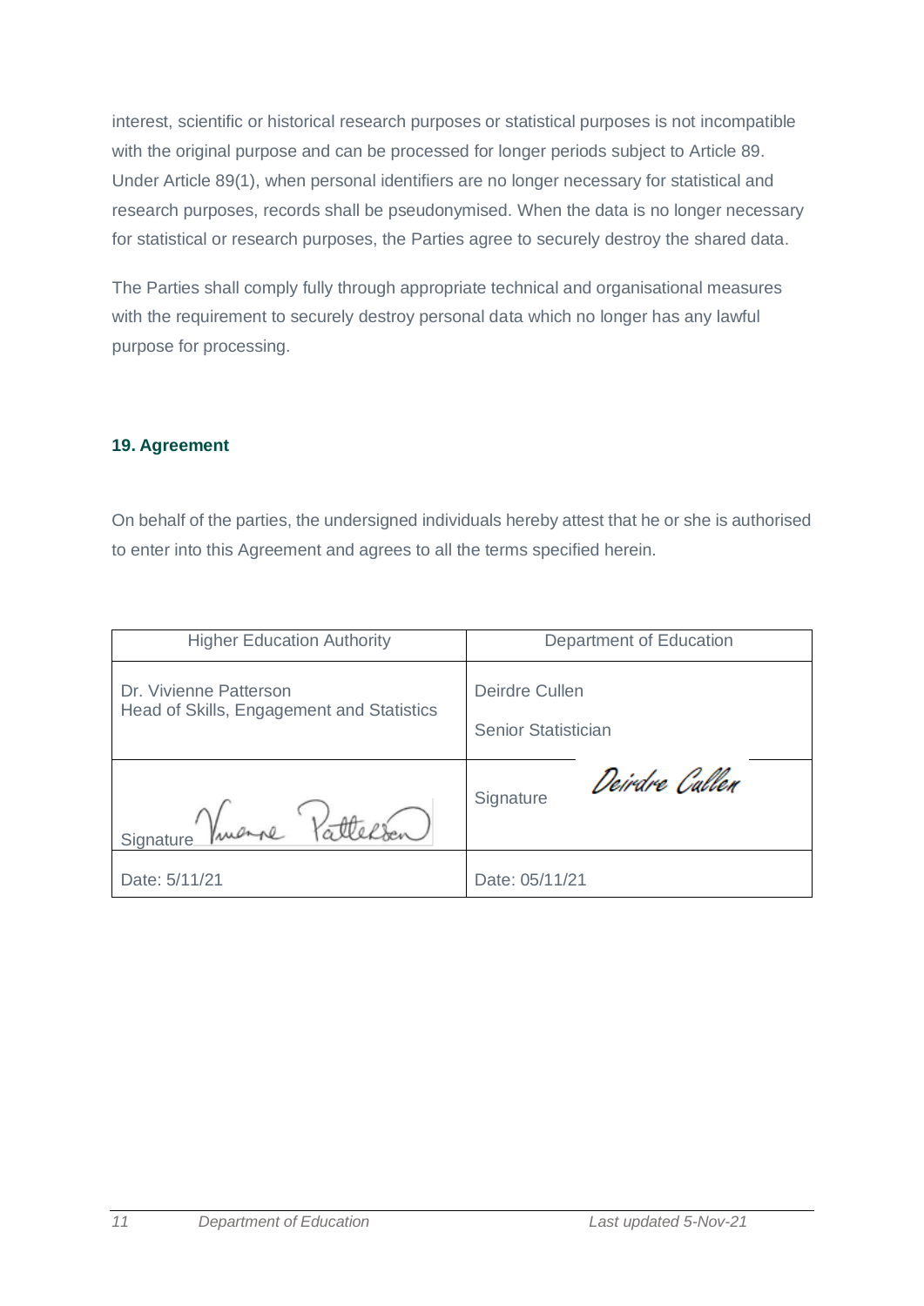interest, scientific or historical research purposes or statistical purposes is not incompatible with the original purpose and can be processed for longer periods subject to Article 89. Under Article 89(1), when personal identifiers are no longer necessary for statistical and research purposes, records shall be pseudonymised. When the data is no longer necessary for statistical or research purposes, the Parties agree to securely destroy the shared data.

The Parties shall comply fully through appropriate technical and organisational measures with the requirement to securely destroy personal data which no longer has any lawful purpose for processing.

### 19. Agreement

On behalf of the parties, the undersigned individuals hereby attest that he or she is authorised to enter into this Agreement and agrees to all the terms specified herein.

| Higher Education Authority | Department of Education |
|---|---|
| Dr. Vivienne Patterson<br>Head of Skills, Engagement and Statistics | Deirdre Cullen<br>Senior Statistician |
| Signature Vivienne Patterson | Signature Deirdre Cullen |
| Date: 5/11/21 | Date: 05/11/21 |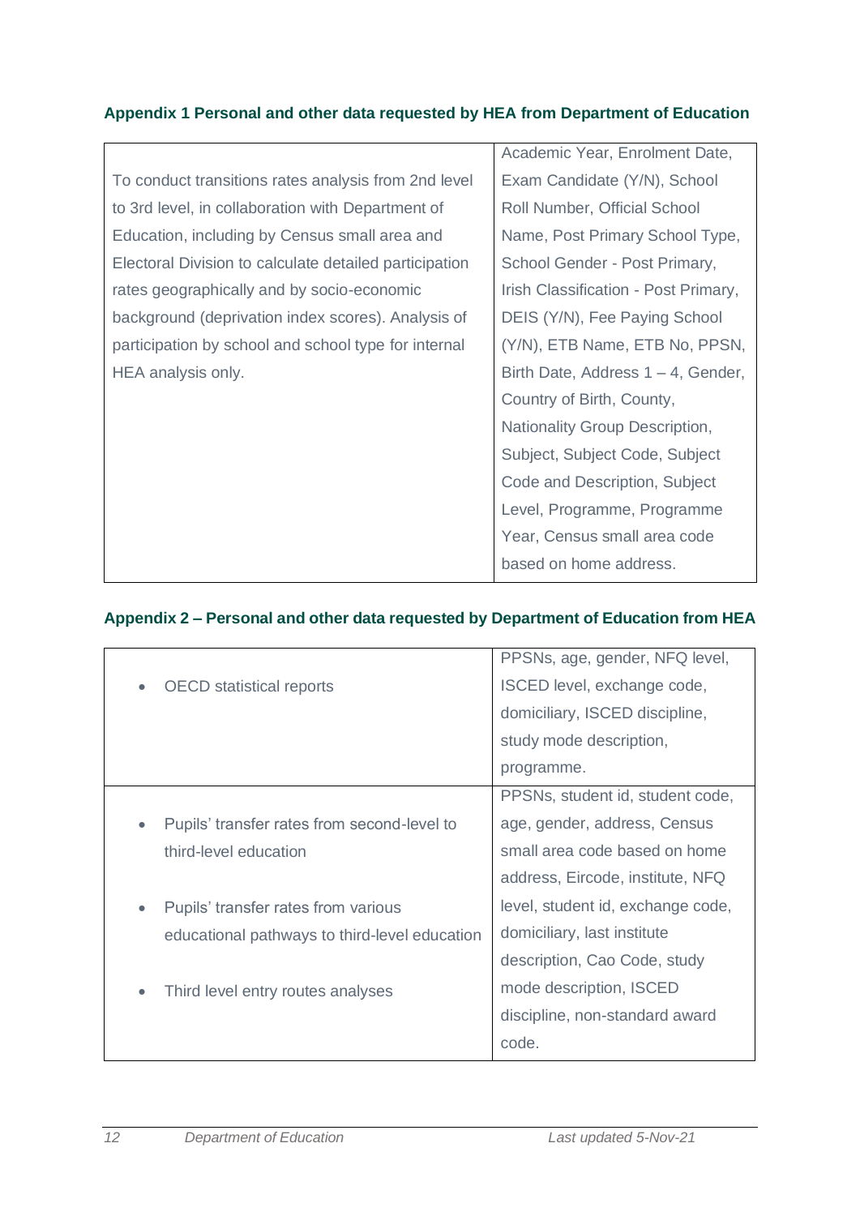#### Appendix 1 Personal and other data requested by HEA from Department of Education

| | |
|---|---|
| To conduct transitions rates analysis from 2nd level to 3rd level, in collaboration with Department of Education, including by Census small area and Electoral Division to calculate detailed participation rates geographically and by socio-economic background (deprivation index scores). Analysis of participation by school and school type for internal HEA analysis only. | Academic Year, Enrolment Date, Exam Candidate (Y/N), School Roll Number, Official School Name, Post Primary School Type, School Gender - Post Primary, Irish Classification - Post Primary, DEIS (Y/N), Fee Paying School (Y/N), ETB Name, ETB No, PPSN, Birth Date, Address 1 – 4, Gender, Country of Birth, County, Nationality Group Description, Subject, Subject Code, Subject Code and Description, Subject Level, Programme, Programme Year, Census small area code based on home address. |

#### Appendix 2 – Personal and other data requested by Department of Education from HEA

| | |
|---|---|
| • OECD statistical reports | PPSNs, age, gender, NFQ level, ISCED level, exchange code, domiciliary, ISCED discipline, study mode description, programme. |
| • Pupils' transfer rates from second-level to third-level education<br>• Pupils' transfer rates from various educational pathways to third-level education<br>• Third level entry routes analyses | PPSNs, student id, student code, age, gender, address, Census small area code based on home address, Eircode, institute, NFQ level, student id, exchange code, domiciliary, last institute description, Cao Code, study mode description, ISCED discipline, non-standard award code. |